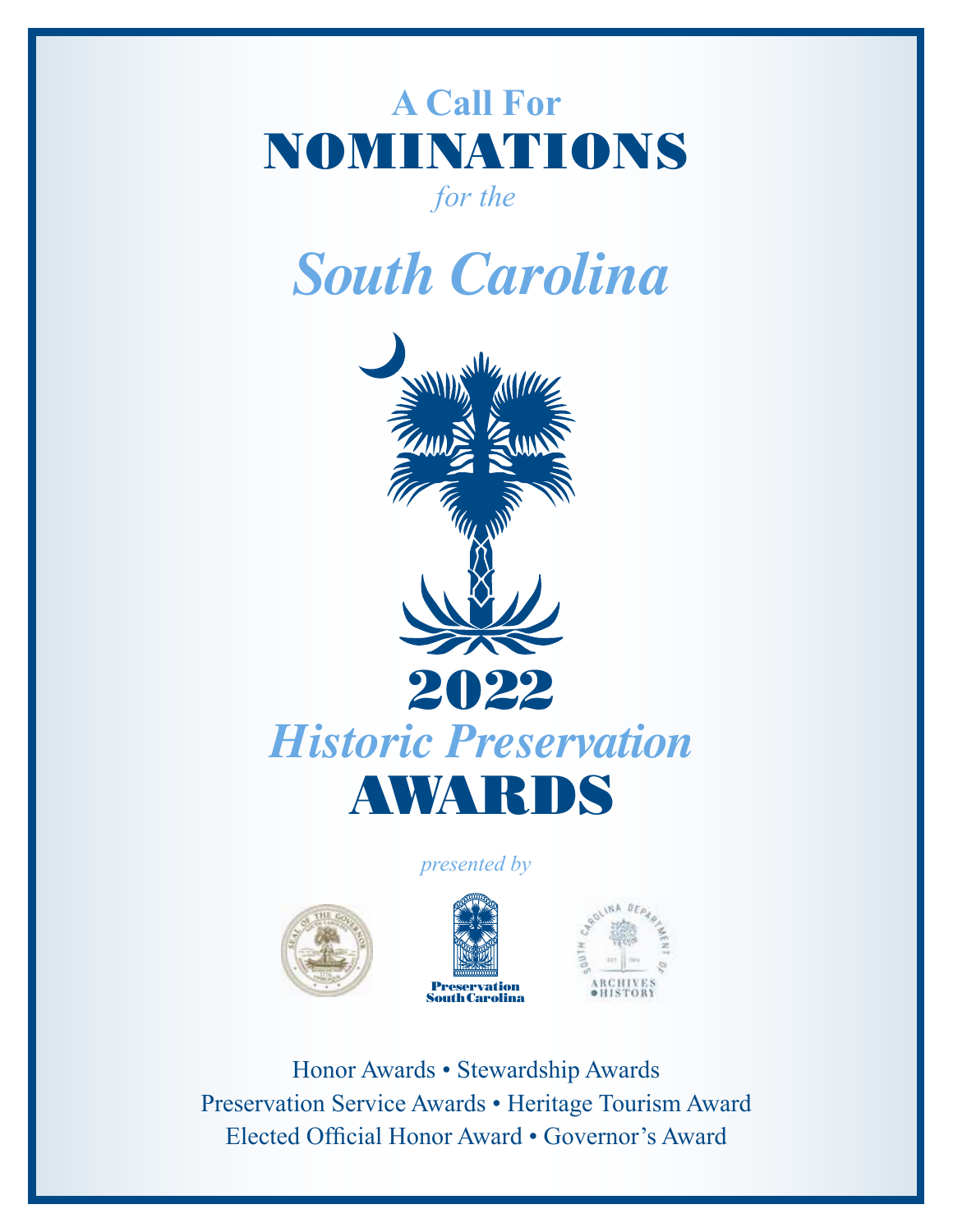# A Call For NOMINATIONS

*for the*

# *South Carolina*

# 2022 *Historic Preservation* AWARDS

*presented by*

Preservation South Carolina

Honor Awards • Stewardship Awards
Preservation Service Awards • Heritage Tourism Award
Elected Official Honor Award • Governor's Award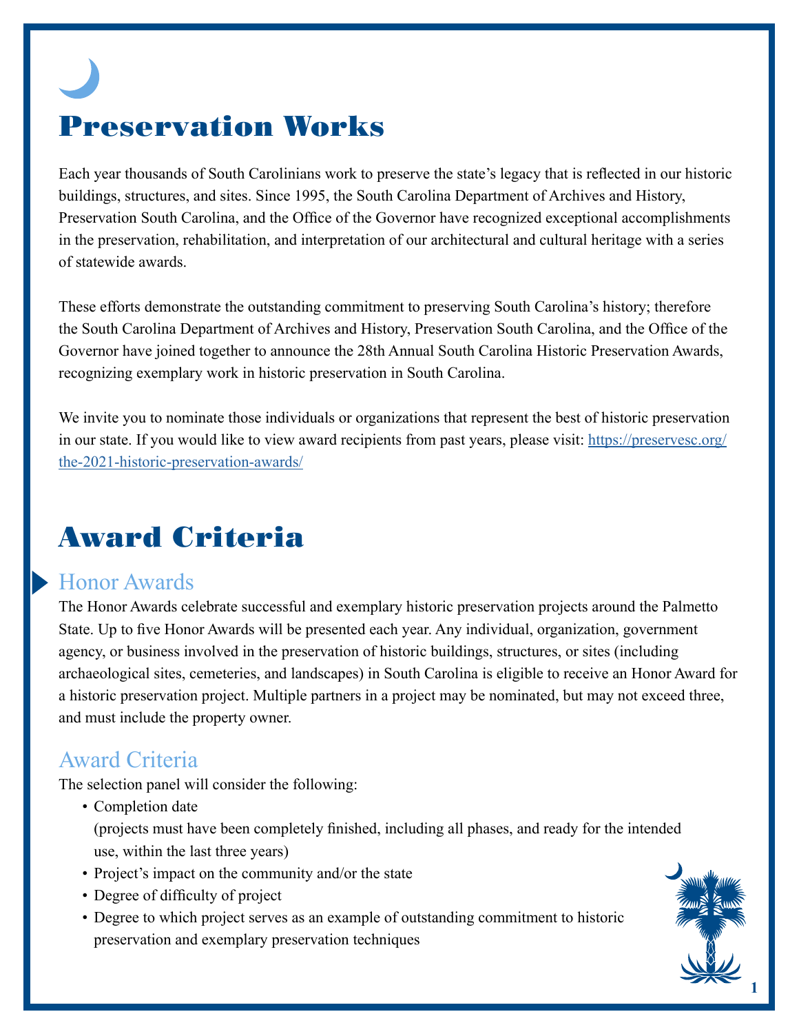# Preservation Works

Each year thousands of South Carolinians work to preserve the state's legacy that is reflected in our historic buildings, structures, and sites. Since 1995, the South Carolina Department of Archives and History, Preservation South Carolina, and the Office of the Governor have recognized exceptional accomplishments in the preservation, rehabilitation, and interpretation of our architectural and cultural heritage with a series of statewide awards.

These efforts demonstrate the outstanding commitment to preserving South Carolina's history; therefore the South Carolina Department of Archives and History, Preservation South Carolina, and the Office of the Governor have joined together to announce the 28th Annual South Carolina Historic Preservation Awards, recognizing exemplary work in historic preservation in South Carolina.

We invite you to nominate those individuals or organizations that represent the best of historic preservation in our state. If you would like to view award recipients from past years, please visit: https://preservesc.org/the-2021-historic-preservation-awards/

# Award Criteria

## Honor Awards

The Honor Awards celebrate successful and exemplary historic preservation projects around the Palmetto State. Up to five Honor Awards will be presented each year. Any individual, organization, government agency, or business involved in the preservation of historic buildings, structures, or sites (including archaeological sites, cemeteries, and landscapes) in South Carolina is eligible to receive an Honor Award for a historic preservation project. Multiple partners in a project may be nominated, but may not exceed three, and must include the property owner.

## Award Criteria

The selection panel will consider the following:

- Completion date
  (projects must have been completely finished, including all phases, and ready for the intended use, within the last three years)
- Project's impact on the community and/or the state
- Degree of difficulty of project
- Degree to which project serves as an example of outstanding commitment to historic preservation and exemplary preservation techniques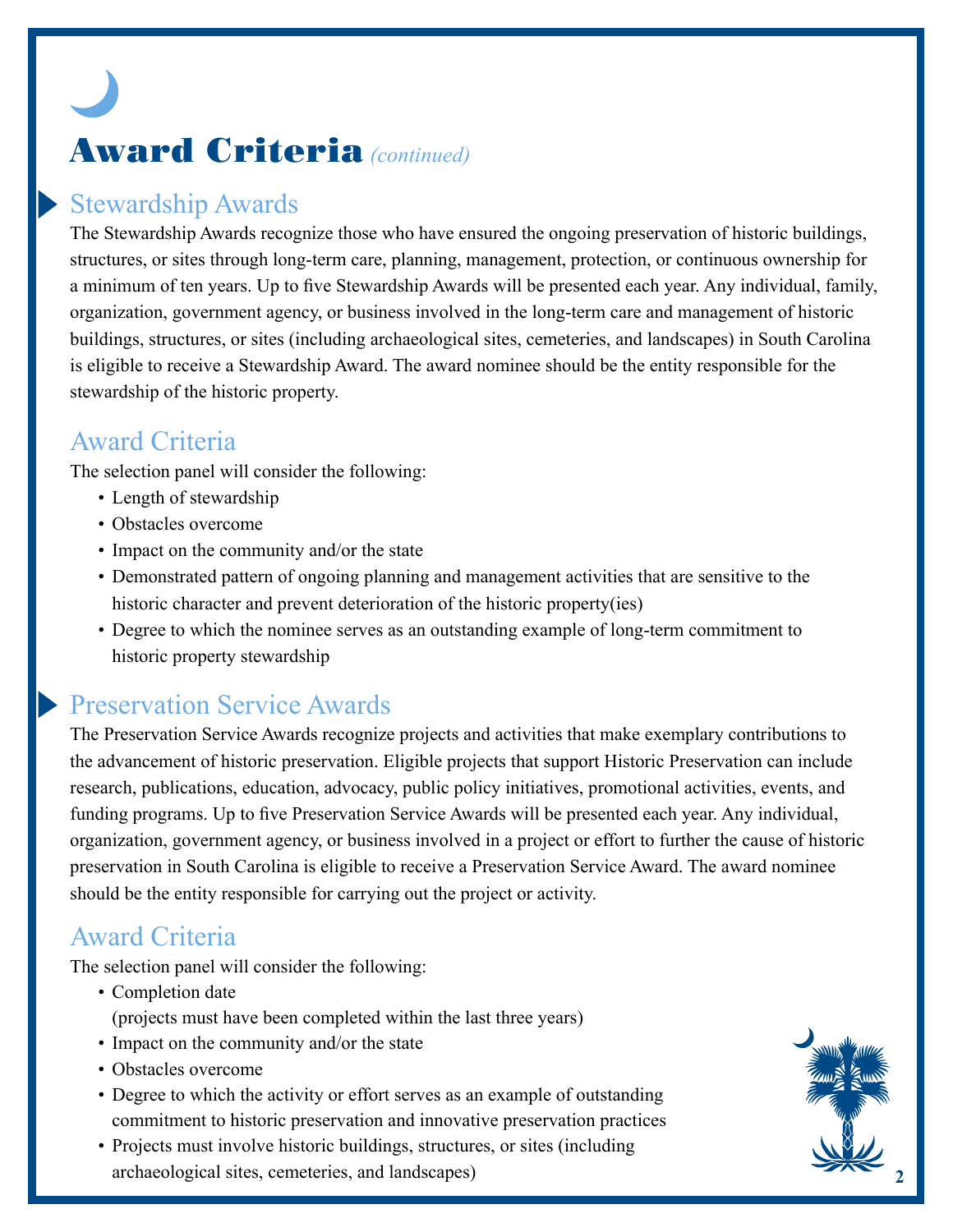# Award Criteria *(continued)*

## Stewardship Awards

The Stewardship Awards recognize those who have ensured the ongoing preservation of historic buildings, structures, or sites through long-term care, planning, management, protection, or continuous ownership for a minimum of ten years. Up to five Stewardship Awards will be presented each year. Any individual, family, organization, government agency, or business involved in the long-term care and management of historic buildings, structures, or sites (including archaeological sites, cemeteries, and landscapes) in South Carolina is eligible to receive a Stewardship Award. The award nominee should be the entity responsible for the stewardship of the historic property.

### Award Criteria

The selection panel will consider the following:

- Length of stewardship
- Obstacles overcome
- Impact on the community and/or the state
- Demonstrated pattern of ongoing planning and management activities that are sensitive to the historic character and prevent deterioration of the historic property(ies)
- Degree to which the nominee serves as an outstanding example of long-term commitment to historic property stewardship

## Preservation Service Awards

The Preservation Service Awards recognize projects and activities that make exemplary contributions to the advancement of historic preservation. Eligible projects that support Historic Preservation can include research, publications, education, advocacy, public policy initiatives, promotional activities, events, and funding programs. Up to five Preservation Service Awards will be presented each year. Any individual, organization, government agency, or business involved in a project or effort to further the cause of historic preservation in South Carolina is eligible to receive a Preservation Service Award. The award nominee should be the entity responsible for carrying out the project or activity.

### Award Criteria

The selection panel will consider the following:

- Completion date
  (projects must have been completed within the last three years)
- Impact on the community and/or the state
- Obstacles overcome
- Degree to which the activity or effort serves as an example of outstanding commitment to historic preservation and innovative preservation practices
- Projects must involve historic buildings, structures, or sites (including archaeological sites, cemeteries, and landscapes)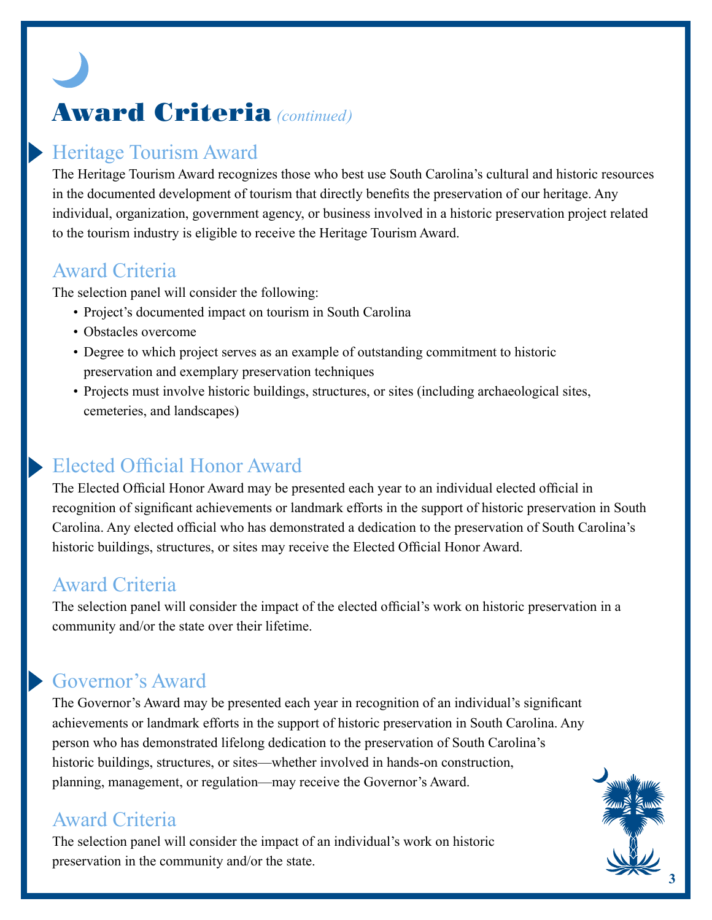# Award Criteria *(continued)*

## Heritage Tourism Award

The Heritage Tourism Award recognizes those who best use South Carolina's cultural and historic resources in the documented development of tourism that directly benefits the preservation of our heritage. Any individual, organization, government agency, or business involved in a historic preservation project related to the tourism industry is eligible to receive the Heritage Tourism Award.

### Award Criteria

The selection panel will consider the following:

- Project's documented impact on tourism in South Carolina
- Obstacles overcome
- Degree to which project serves as an example of outstanding commitment to historic preservation and exemplary preservation techniques
- Projects must involve historic buildings, structures, or sites (including archaeological sites, cemeteries, and landscapes)

## Elected Official Honor Award

The Elected Official Honor Award may be presented each year to an individual elected official in recognition of significant achievements or landmark efforts in the support of historic preservation in South Carolina. Any elected official who has demonstrated a dedication to the preservation of South Carolina's historic buildings, structures, or sites may receive the Elected Official Honor Award.

### Award Criteria

The selection panel will consider the impact of the elected official's work on historic preservation in a community and/or the state over their lifetime.

## Governor's Award

The Governor's Award may be presented each year in recognition of an individual's significant achievements or landmark efforts in the support of historic preservation in South Carolina. Any person who has demonstrated lifelong dedication to the preservation of South Carolina's historic buildings, structures, or sites—whether involved in hands-on construction, planning, management, or regulation—may receive the Governor's Award.

### Award Criteria

The selection panel will consider the impact of an individual's work on historic preservation in the community and/or the state.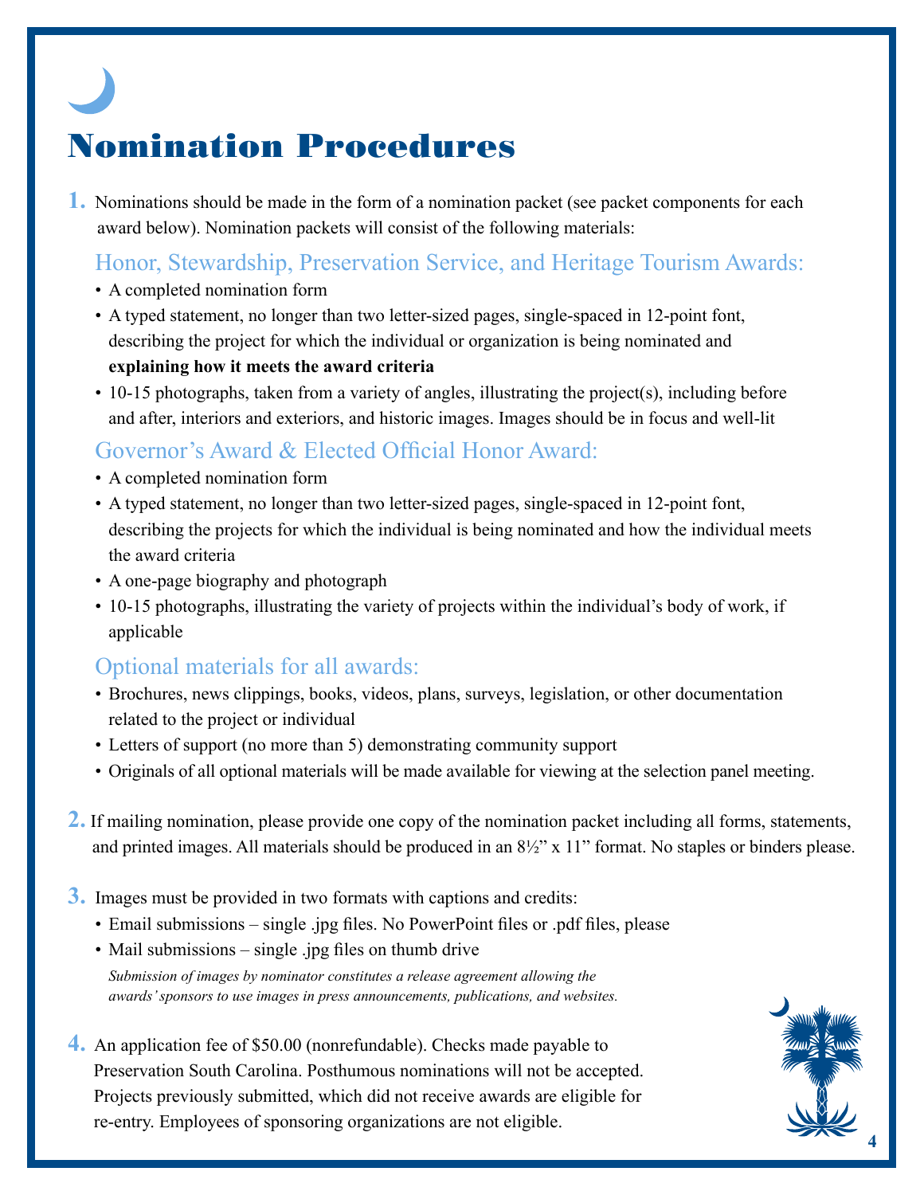# Nomination Procedures

1. Nominations should be made in the form of a nomination packet (see packet components for each award below). Nomination packets will consist of the following materials:

### Honor, Stewardship, Preservation Service, and Heritage Tourism Awards:

- A completed nomination form
- A typed statement, no longer than two letter-sized pages, single-spaced in 12-point font, describing the project for which the individual or organization is being nominated and **explaining how it meets the award criteria**
- 10-15 photographs, taken from a variety of angles, illustrating the project(s), including before and after, interiors and exteriors, and historic images. Images should be in focus and well-lit

### Governor's Award & Elected Official Honor Award:

- A completed nomination form
- A typed statement, no longer than two letter-sized pages, single-spaced in 12-point font, describing the projects for which the individual is being nominated and how the individual meets the award criteria
- A one-page biography and photograph
- 10-15 photographs, illustrating the variety of projects within the individual's body of work, if applicable

### Optional materials for all awards:

- Brochures, news clippings, books, videos, plans, surveys, legislation, or other documentation related to the project or individual
- Letters of support (no more than 5) demonstrating community support
- Originals of all optional materials will be made available for viewing at the selection panel meeting.

2. If mailing nomination, please provide one copy of the nomination packet including all forms, statements, and printed images. All materials should be produced in an 8½" x 11" format. No staples or binders please.

3. Images must be provided in two formats with captions and credits:
   - Email submissions – single .jpg files. No PowerPoint files or .pdf files, please
   - Mail submissions – single .jpg files on thumb drive

   *Submission of images by nominator constitutes a release agreement allowing the awards' sponsors to use images in press announcements, publications, and websites.*

4. An application fee of $50.00 (nonrefundable). Checks made payable to Preservation South Carolina. Posthumous nominations will not be accepted. Projects previously submitted, which did not receive awards are eligible for re-entry. Employees of sponsoring organizations are not eligible.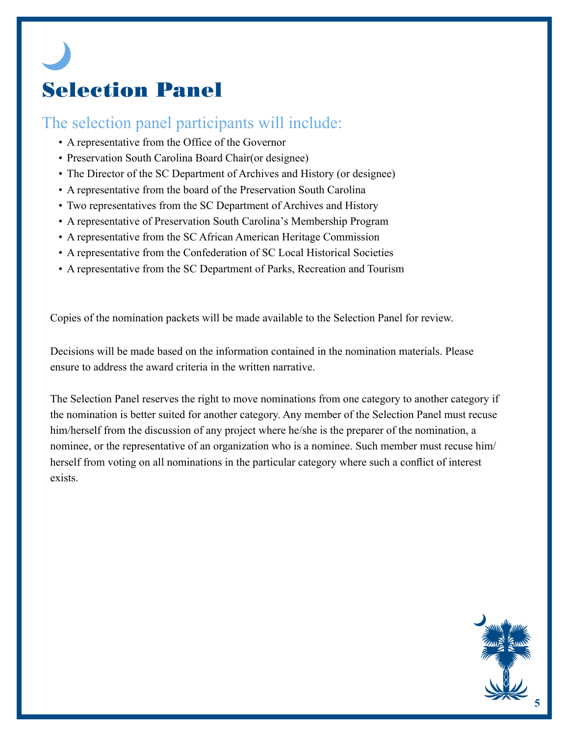# Selection Panel

## The selection panel participants will include:

- A representative from the Office of the Governor
- Preservation South Carolina Board Chair(or designee)
- The Director of the SC Department of Archives and History (or designee)
- A representative from the board of the Preservation South Carolina
- Two representatives from the SC Department of Archives and History
- A representative of Preservation South Carolina's Membership Program
- A representative from the SC African American Heritage Commission
- A representative from the Confederation of SC Local Historical Societies
- A representative from the SC Department of Parks, Recreation and Tourism

Copies of the nomination packets will be made available to the Selection Panel for review.

Decisions will be made based on the information contained in the nomination materials. Please ensure to address the award criteria in the written narrative.

The Selection Panel reserves the right to move nominations from one category to another category if the nomination is better suited for another category. Any member of the Selection Panel must recuse him/herself from the discussion of any project where he/she is the preparer of the nomination, a nominee, or the representative of an organization who is a nominee. Such member must recuse him/ herself from voting on all nominations in the particular category where such a conflict of interest exists.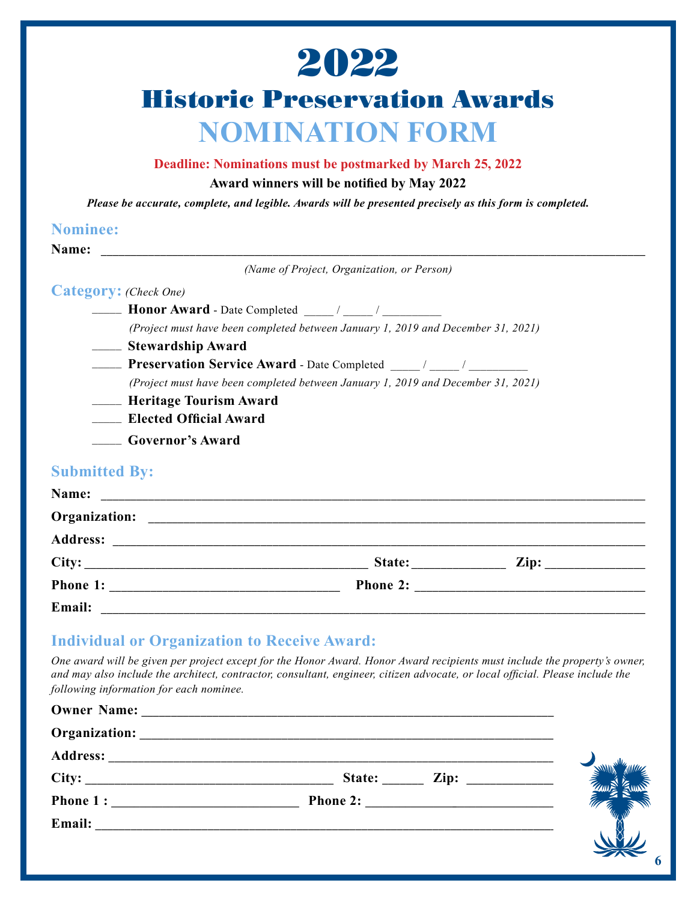# 2022

## Historic Preservation Awards

# NOMINATION FORM

**Deadline: Nominations must be postmarked by March 25, 2022**

**Award winners will be notified by May 2022**

***Please be accurate, complete, and legible. Awards will be presented precisely as this form is completed.***

### Nominee:

**Name:** ______________________________________________________________________

*(Name of Project, Organization, or Person)*

### Category: *(Check One)*

_____ **Honor Award** - Date Completed _____ / _____ / _________

*(Project must have been completed between January 1, 2019 and December 31, 2021)*

_____ **Stewardship Award**

_____ **Preservation Service Award** - Date Completed _____ / _____ / _________

*(Project must have been completed between January 1, 2019 and December 31, 2021)*

_____ **Heritage Tourism Award**

_____ **Elected Official Award**

_____ **Governor's Award**

### Submitted By:

**Name:** ______________________________________________________________________

**Organization:** ________________________________________________________________

**Address:** ____________________________________________________________________

**City:** ________________________________________ **State:** _____________ **Zip:** ______________

**Phone 1:** ________________________________ **Phone 2:** ________________________________

**Email:** ______________________________________________________________________

### Individual or Organization to Receive Award:

*One award will be given per project except for the Honor Award. Honor Award recipients must include the property's owner, and may also include the architect, contractor, consultant, engineer, citizen advocate, or local official. Please include the following information for each nominee.*

**Owner Name:** ___________________________________________________________

**Organization:** ___________________________________________________________

**Address:** ________________________________________________________________

**City:** ___________________________________ **State:** ______ **Zip:** ____________

**Phone 1 :** ___________________________ **Phone 2:** ___________________________

**Email:** _________________________________________________________________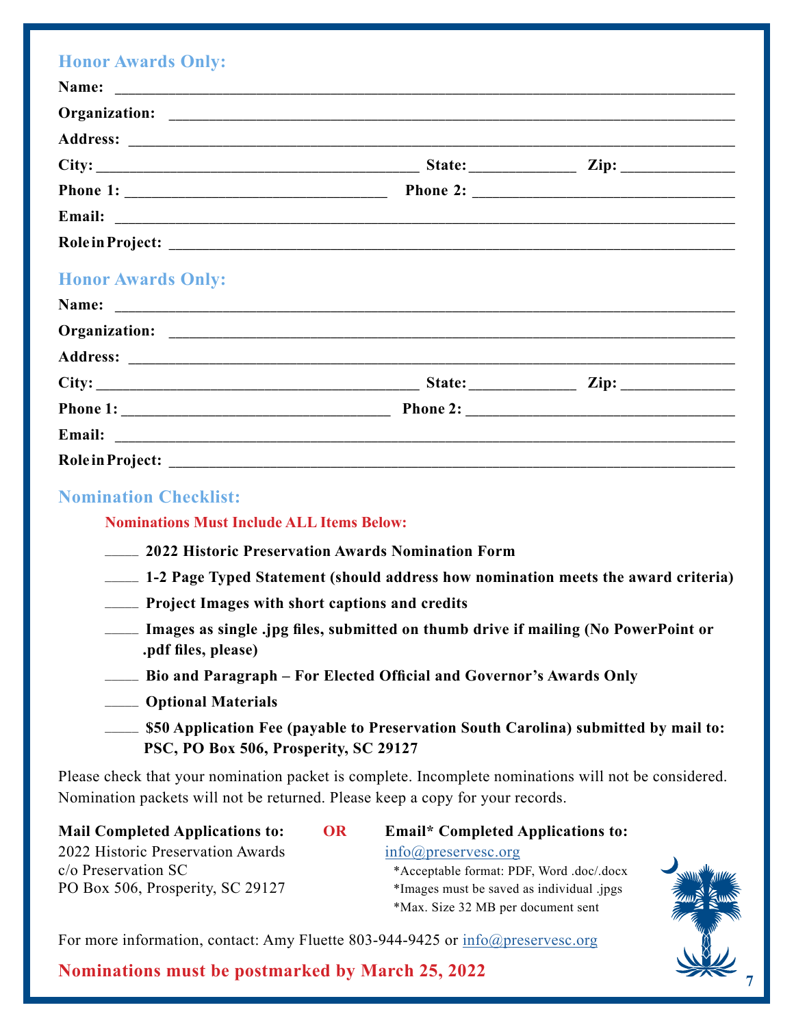## Honor Awards Only:

**Name:** ______________________________________________________________________

**Organization:** ________________________________________________________________

**Address:** ____________________________________________________________________

**City:** ________________________________________ **State:** _____________ **Zip:** ______________

**Phone 1:** _________________________________ **Phone 2:** _________________________________

**Email:** ______________________________________________________________________

**Role in Project:** ______________________________________________________________

## Honor Awards Only:

**Name:** ______________________________________________________________________

**Organization:** ________________________________________________________________

**Address:** ____________________________________________________________________

**City:** ________________________________________ **State:** _____________ **Zip:** ______________

**Phone 1:** _________________________________ **Phone 2:** _________________________________

**Email:** ______________________________________________________________________

**Role in Project:** ______________________________________________________________

## Nomination Checklist:

**Nominations Must Include ALL Items Below:**

- ____ **2022 Historic Preservation Awards Nomination Form**
- ____ **1-2 Page Typed Statement (should address how nomination meets the award criteria)**
- ____ **Project Images with short captions and credits**
- ____ **Images as single .jpg files, submitted on thumb drive if mailing (No PowerPoint or .pdf files, please)**
- ____ **Bio and Paragraph – For Elected Official and Governor's Awards Only**
- ____ **Optional Materials**
- ____ **$50 Application Fee (payable to Preservation South Carolina) submitted by mail to: PSC, PO Box 506, Prosperity, SC 29127**

Please check that your nomination packet is complete. Incomplete nominations will not be considered. Nomination packets will not be returned. Please keep a copy for your records.

**Mail Completed Applications to:**
2022 Historic Preservation Awards
c/o Preservation SC
PO Box 506, Prosperity, SC 29127

**OR**

**Email* Completed Applications to:**
info@preservesc.org
*Acceptable format: PDF, Word .doc/.docx
*Images must be saved as individual .jpgs
*Max. Size 32 MB per document sent

For more information, contact: Amy Fluette 803-944-9425 or info@preservesc.org

**Nominations must be postmarked by March 25, 2022**